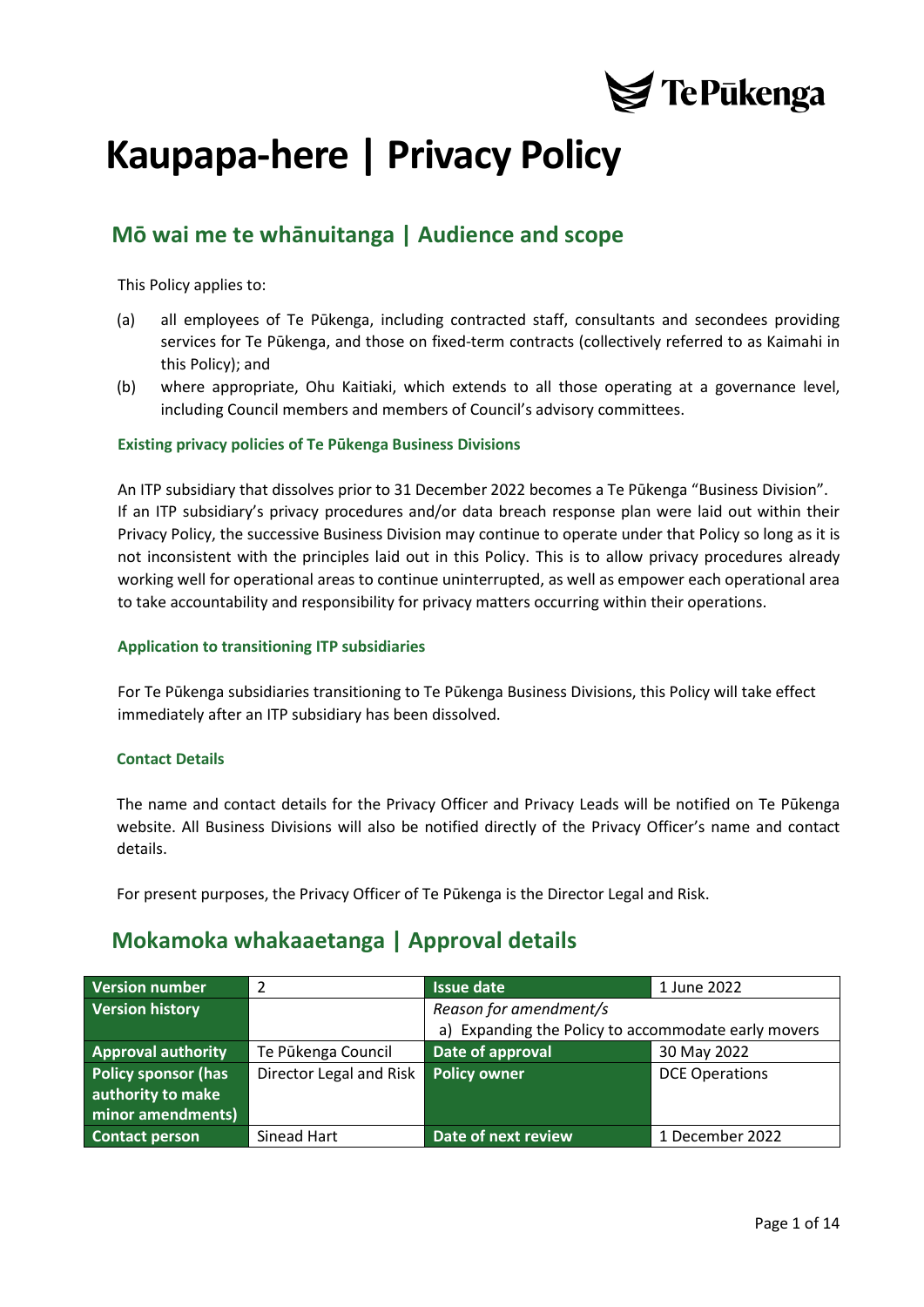# Kaupapa-here | Privacy Policy

## Mō wai me te whānuitanga | Audience and scope

This Policy applies to:

(a) all employees of Te Pūkenga, including contracted staff, consultants and secondees providing services for Te Pūkenga, and those on fixed-term contracts (collectively referred to as Kaimahi in this Policy); and

(b) where appropriate, Ohu Kaitiaki, which extends to all those operating at a governance level, including Council members and members of Council's advisory committees.

### Existing privacy policies of Te Pūkenga Business Divisions

An ITP subsidiary that dissolves prior to 31 December 2022 becomes a Te Pūkenga "Business Division". If an ITP subsidiary's privacy procedures and/or data breach response plan were laid out within their Privacy Policy, the successive Business Division may continue to operate under that Policy so long as it is not inconsistent with the principles laid out in this Policy. This is to allow privacy procedures already working well for operational areas to continue uninterrupted, as well as empower each operational area to take accountability and responsibility for privacy matters occurring within their operations.

### Application to transitioning ITP subsidiaries

For Te Pūkenga subsidiaries transitioning to Te Pūkenga Business Divisions, this Policy will take effect immediately after an ITP subsidiary has been dissolved.

### Contact Details

The name and contact details for the Privacy Officer and Privacy Leads will be notified on Te Pūkenga website. All Business Divisions will also be notified directly of the Privacy Officer's name and contact details.

For present purposes, the Privacy Officer of Te Pūkenga is the Director Legal and Risk.

## Mokamoka whakaaetanga | Approval details

| **Version number** | 2 | **Issue date** | 1 June 2022 |
|---|---|---|---|
| **Version history** | | *Reason for amendment/s*<br>a) Expanding the Policy to accommodate early movers | |
| **Approval authority** | Te Pūkenga Council | **Date of approval** | 30 May 2022 |
| **Policy sponsor (has authority to make minor amendments)** | Director Legal and Risk | **Policy owner** | DCE Operations |
| **Contact person** | Sinead Hart | **Date of next review** | 1 December 2022 |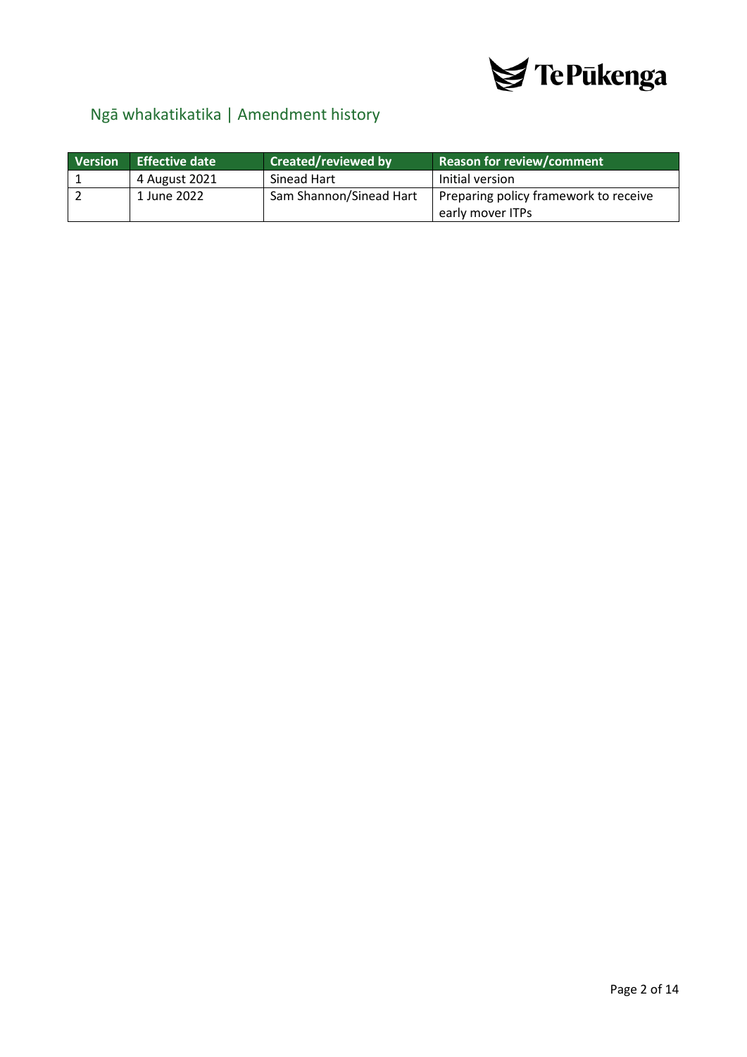## Ngā whakatikatika | Amendment history

| Version | Effective date | Created/reviewed by | Reason for review/comment |
|---|---|---|---|
| 1 | 4 August 2021 | Sinead Hart | Initial version |
| 2 | 1 June 2022 | Sam Shannon/Sinead Hart | Preparing policy framework to receive early mover ITPs |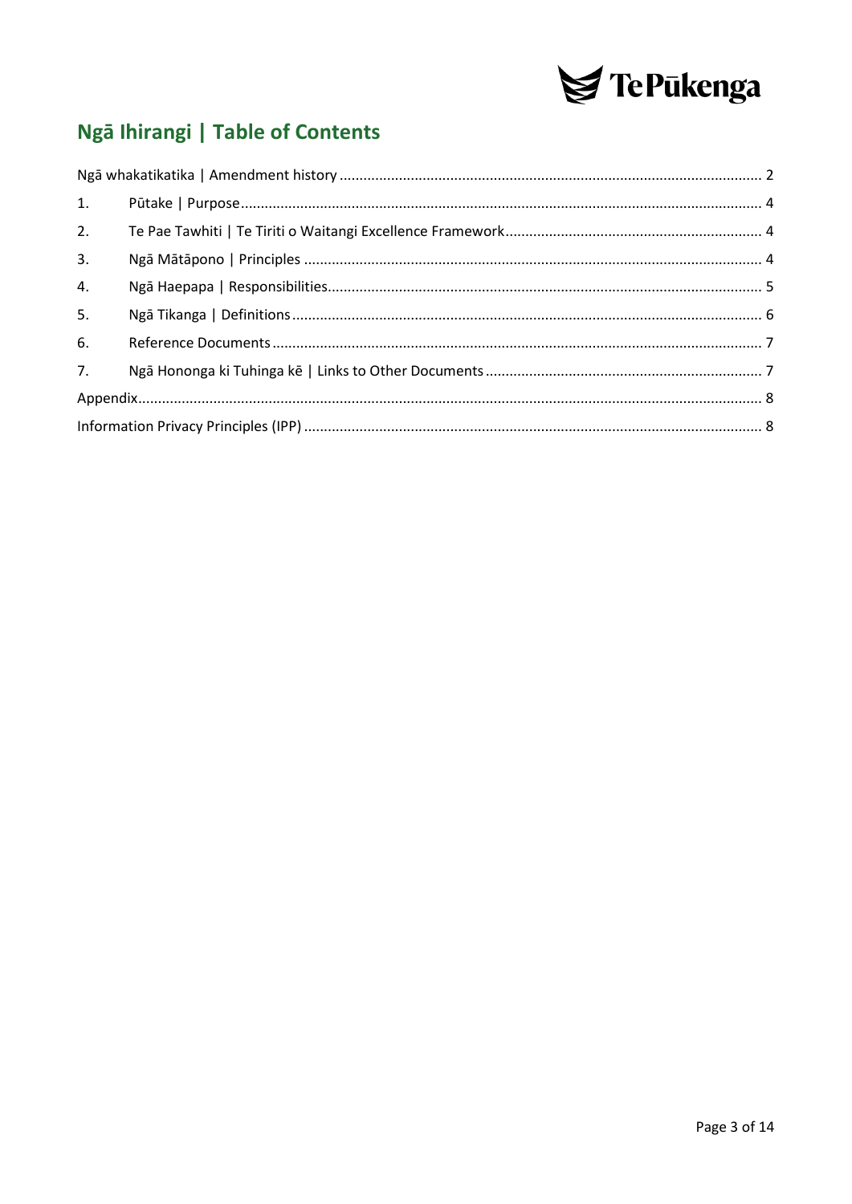## Ngā Ihirangi | Table of Contents

Ngā whakatikatika | Amendment history .......... 2

1. Pūtake | Purpose .......... 4
2. Te Pae Tawhiti | Te Tiriti o Waitangi Excellence Framework .......... 4
3. Ngā Mātāpono | Principles .......... 4
4. Ngā Haepapa | Responsibilities .......... 5
5. Ngā Tikanga | Definitions .......... 6
6. Reference Documents .......... 7
7. Ngā Hononga ki Tuhinga kē | Links to Other Documents .......... 7

Appendix .......... 8

Information Privacy Principles (IPP) .......... 8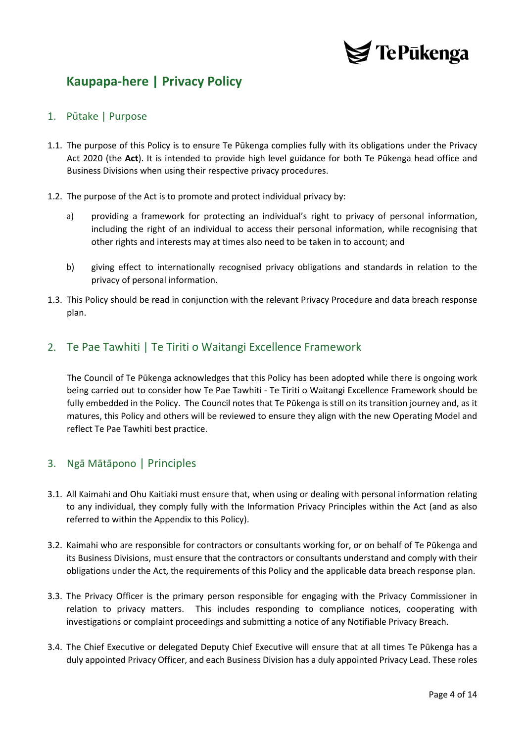# Kaupapa-here | Privacy Policy

## 1. Pūtake | Purpose

1.1. The purpose of this Policy is to ensure Te Pūkenga complies fully with its obligations under the Privacy Act 2020 (the **Act**). It is intended to provide high level guidance for both Te Pūkenga head office and Business Divisions when using their respective privacy procedures.

1.2. The purpose of the Act is to promote and protect individual privacy by:

a) providing a framework for protecting an individual's right to privacy of personal information, including the right of an individual to access their personal information, while recognising that other rights and interests may at times also need to be taken in to account; and

b) giving effect to internationally recognised privacy obligations and standards in relation to the privacy of personal information.

1.3. This Policy should be read in conjunction with the relevant Privacy Procedure and data breach response plan.

## 2. Te Pae Tawhiti | Te Tiriti o Waitangi Excellence Framework

The Council of Te Pūkenga acknowledges that this Policy has been adopted while there is ongoing work being carried out to consider how Te Pae Tawhiti - Te Tiriti o Waitangi Excellence Framework should be fully embedded in the Policy. The Council notes that Te Pūkenga is still on its transition journey and, as it matures, this Policy and others will be reviewed to ensure they align with the new Operating Model and reflect Te Pae Tawhiti best practice.

## 3. Ngā Mātāpono | Principles

3.1. All Kaimahi and Ohu Kaitiaki must ensure that, when using or dealing with personal information relating to any individual, they comply fully with the Information Privacy Principles within the Act (and as also referred to within the Appendix to this Policy).

3.2. Kaimahi who are responsible for contractors or consultants working for, or on behalf of Te Pūkenga and its Business Divisions, must ensure that the contractors or consultants understand and comply with their obligations under the Act, the requirements of this Policy and the applicable data breach response plan.

3.3. The Privacy Officer is the primary person responsible for engaging with the Privacy Commissioner in relation to privacy matters. This includes responding to compliance notices, cooperating with investigations or complaint proceedings and submitting a notice of any Notifiable Privacy Breach.

3.4. The Chief Executive or delegated Deputy Chief Executive will ensure that at all times Te Pūkenga has a duly appointed Privacy Officer, and each Business Division has a duly appointed Privacy Lead. These roles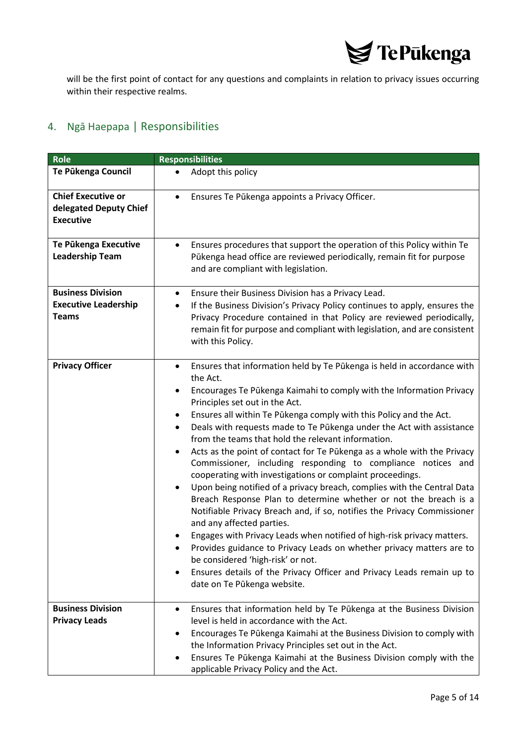will be the first point of contact for any questions and complaints in relation to privacy issues occurring within their respective realms.

## 4. Ngā Haepapa | Responsibilities

| Role | Responsibilities |
|---|---|
| **Te Pūkenga Council** | • Adopt this policy |
| **Chief Executive or delegated Deputy Chief Executive** | • Ensures Te Pūkenga appoints a Privacy Officer. |
| **Te Pūkenga Executive Leadership Team** | • Ensures procedures that support the operation of this Policy within Te Pūkenga head office are reviewed periodically, remain fit for purpose and are compliant with legislation. |
| **Business Division Executive Leadership Teams** | • Ensure their Business Division has a Privacy Lead.<br>• If the Business Division's Privacy Policy continues to apply, ensures the Privacy Procedure contained in that Policy are reviewed periodically, remain fit for purpose and compliant with legislation, and are consistent with this Policy. |
| **Privacy Officer** | • Ensures that information held by Te Pūkenga is held in accordance with the Act.<br>• Encourages Te Pūkenga Kaimahi to comply with the Information Privacy Principles set out in the Act.<br>• Ensures all within Te Pūkenga comply with this Policy and the Act.<br>• Deals with requests made to Te Pūkenga under the Act with assistance from the teams that hold the relevant information.<br>• Acts as the point of contact for Te Pūkenga as a whole with the Privacy Commissioner, including responding to compliance notices and cooperating with investigations or complaint proceedings.<br>• Upon being notified of a privacy breach, complies with the Central Data Breach Response Plan to determine whether or not the breach is a Notifiable Privacy Breach and, if so, notifies the Privacy Commissioner and any affected parties.<br>• Engages with Privacy Leads when notified of high-risk privacy matters.<br>• Provides guidance to Privacy Leads on whether privacy matters are to be considered 'high-risk' or not.<br>• Ensures details of the Privacy Officer and Privacy Leads remain up to date on Te Pūkenga website. |
| **Business Division Privacy Leads** | • Ensures that information held by Te Pūkenga at the Business Division level is held in accordance with the Act.<br>• Encourages Te Pūkenga Kaimahi at the Business Division to comply with the Information Privacy Principles set out in the Act.<br>• Ensures Te Pūkenga Kaimahi at the Business Division comply with the applicable Privacy Policy and the Act. |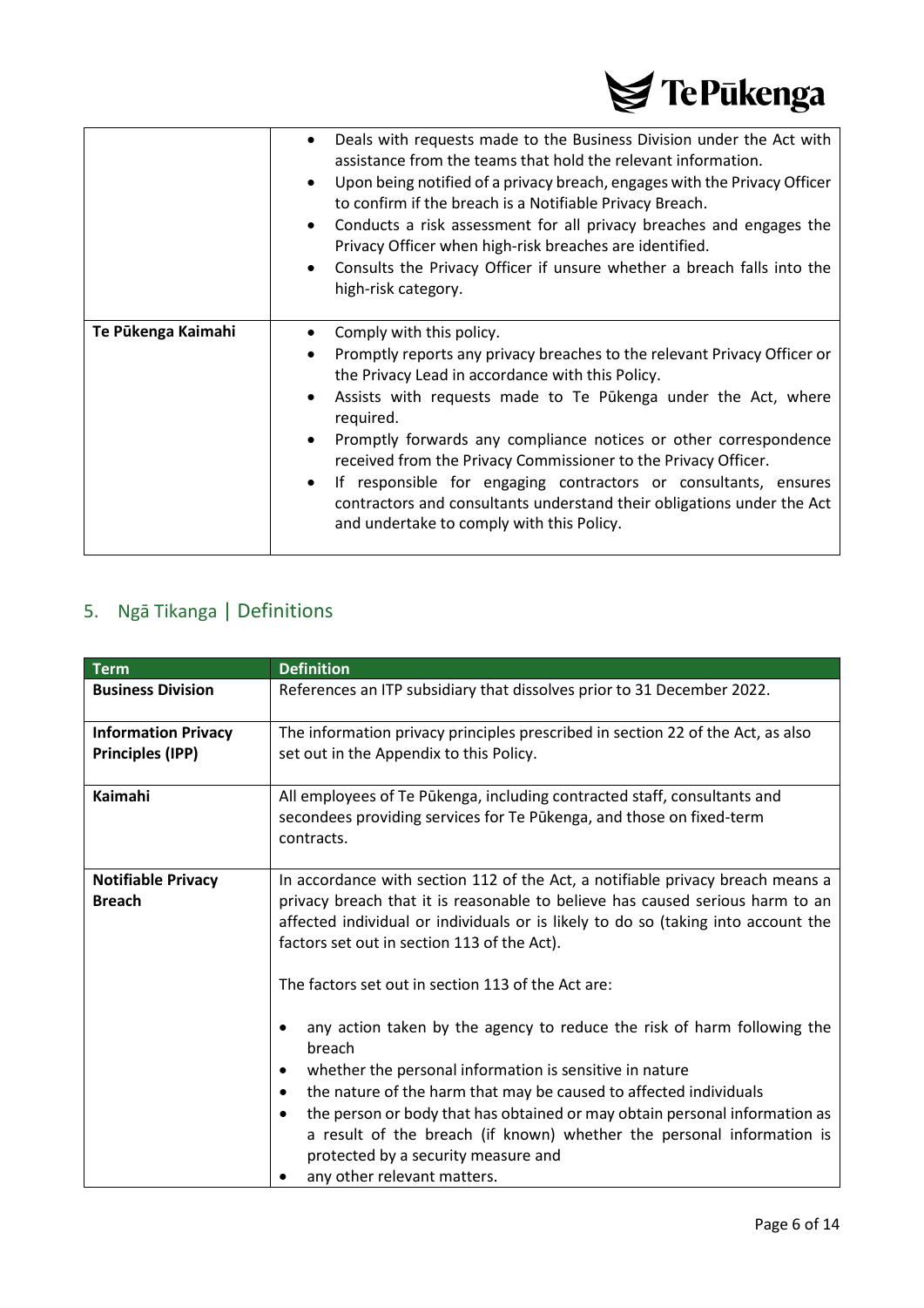| | |
|---|---|
| | • Deals with requests made to the Business Division under the Act with assistance from the teams that hold the relevant information.<br>• Upon being notified of a privacy breach, engages with the Privacy Officer to confirm if the breach is a Notifiable Privacy Breach.<br>• Conducts a risk assessment for all privacy breaches and engages the Privacy Officer when high-risk breaches are identified.<br>• Consults the Privacy Officer if unsure whether a breach falls into the high-risk category. |
| **Te Pūkenga Kaimahi** | • Comply with this policy.<br>• Promptly reports any privacy breaches to the relevant Privacy Officer or the Privacy Lead in accordance with this Policy.<br>• Assists with requests made to Te Pūkenga under the Act, where required.<br>• Promptly forwards any compliance notices or other correspondence received from the Privacy Commissioner to the Privacy Officer.<br>• If responsible for engaging contractors or consultants, ensures contractors and consultants understand their obligations under the Act and undertake to comply with this Policy. |

## 5. Ngā Tikanga | Definitions

| Term | Definition |
|---|---|
| **Business Division** | References an ITP subsidiary that dissolves prior to 31 December 2022. |
| **Information Privacy Principles (IPP)** | The information privacy principles prescribed in section 22 of the Act, as also set out in the Appendix to this Policy. |
| **Kaimahi** | All employees of Te Pūkenga, including contracted staff, consultants and secondees providing services for Te Pūkenga, and those on fixed-term contracts. |
| **Notifiable Privacy Breach** | In accordance with section 112 of the Act, a notifiable privacy breach means a privacy breach that it is reasonable to believe has caused serious harm to an affected individual or individuals or is likely to do so (taking into account the factors set out in section 113 of the Act).<br><br>The factors set out in section 113 of the Act are:<br><br>• any action taken by the agency to reduce the risk of harm following the breach<br>• whether the personal information is sensitive in nature<br>• the nature of the harm that may be caused to affected individuals<br>• the person or body that has obtained or may obtain personal information as a result of the breach (if known) whether the personal information is protected by a security measure and<br>• any other relevant matters. |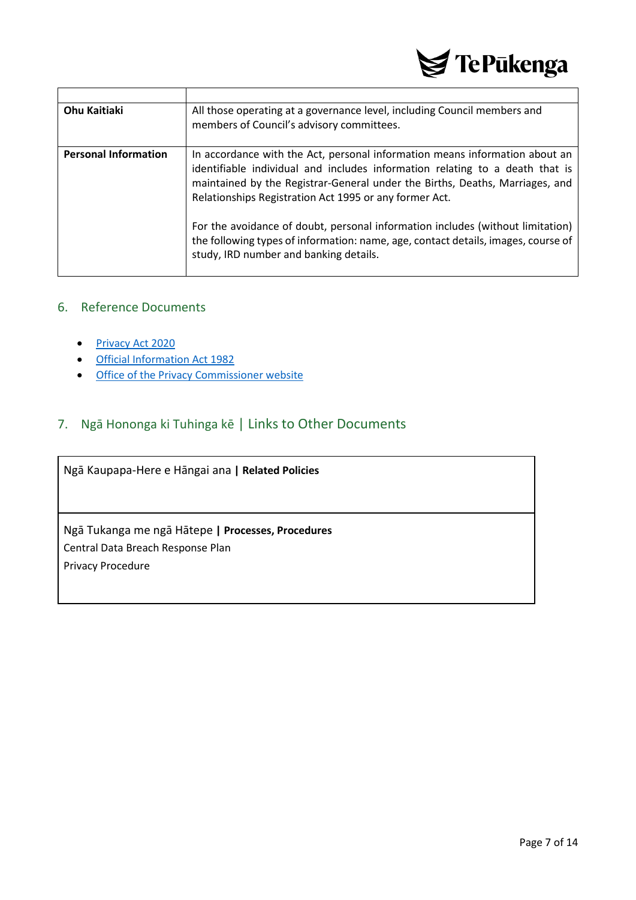| | |
|---|---|
| **Ohu Kaitiaki** | All those operating at a governance level, including Council members and members of Council's advisory committees. |
| **Personal Information** | In accordance with the Act, personal information means information about an identifiable individual and includes information relating to a death that is maintained by the Registrar-General under the Births, Deaths, Marriages, and Relationships Registration Act 1995 or any former Act.<br><br>For the avoidance of doubt, personal information includes (without limitation) the following types of information: name, age, contact details, images, course of study, IRD number and banking details. |

## 6. Reference Documents

- Privacy Act 2020
- Official Information Act 1982
- Office of the Privacy Commissioner website

## 7. Ngā Hononga ki Tuhinga kē | Links to Other Documents

| Ngā Kaupapa-Here e Hāngai ana **\| Related Policies** |
|---|
| |
| Ngā Tukanga me ngā Hātepe **\| Processes, Procedures**<br>Central Data Breach Response Plan<br>Privacy Procedure |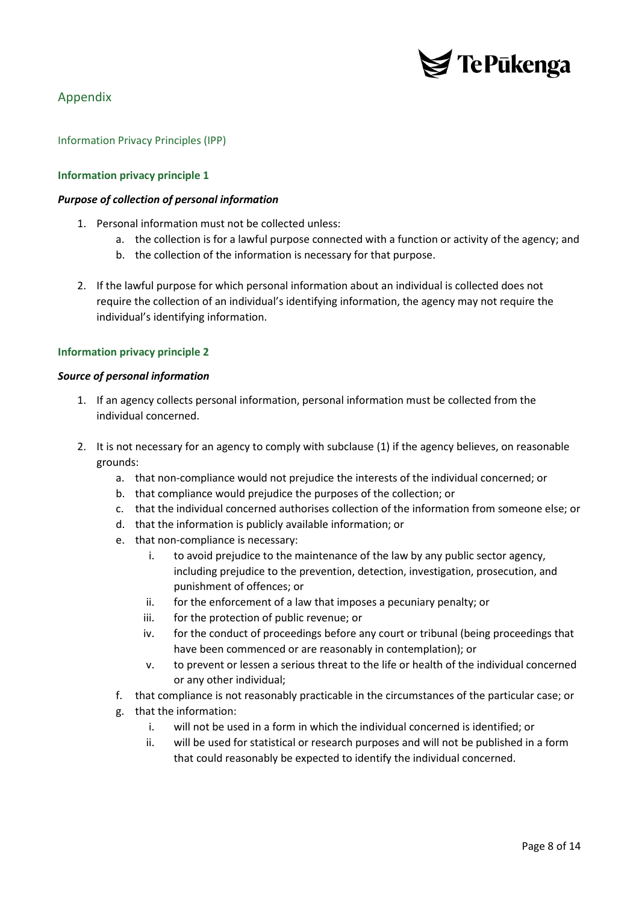## Appendix

### Information Privacy Principles (IPP)

#### Information privacy principle 1

***Purpose of collection of personal information***

1. Personal information must not be collected unless:
    a. the collection is for a lawful purpose connected with a function or activity of the agency; and
    b. the collection of the information is necessary for that purpose.

2. If the lawful purpose for which personal information about an individual is collected does not require the collection of an individual's identifying information, the agency may not require the individual's identifying information.

#### Information privacy principle 2

***Source of personal information***

1. If an agency collects personal information, personal information must be collected from the individual concerned.

2. It is not necessary for an agency to comply with subclause (1) if the agency believes, on reasonable grounds:
    a. that non-compliance would not prejudice the interests of the individual concerned; or
    b. that compliance would prejudice the purposes of the collection; or
    c. that the individual concerned authorises collection of the information from someone else; or
    d. that the information is publicly available information; or
    e. that non-compliance is necessary:
        i. to avoid prejudice to the maintenance of the law by any public sector agency, including prejudice to the prevention, detection, investigation, prosecution, and punishment of offences; or
        ii. for the enforcement of a law that imposes a pecuniary penalty; or
        iii. for the protection of public revenue; or
        iv. for the conduct of proceedings before any court or tribunal (being proceedings that have been commenced or are reasonably in contemplation); or
        v. to prevent or lessen a serious threat to the life or health of the individual concerned or any other individual;
    f. that compliance is not reasonably practicable in the circumstances of the particular case; or
    g. that the information:
        i. will not be used in a form in which the individual concerned is identified; or
        ii. will be used for statistical or research purposes and will not be published in a form that could reasonably be expected to identify the individual concerned.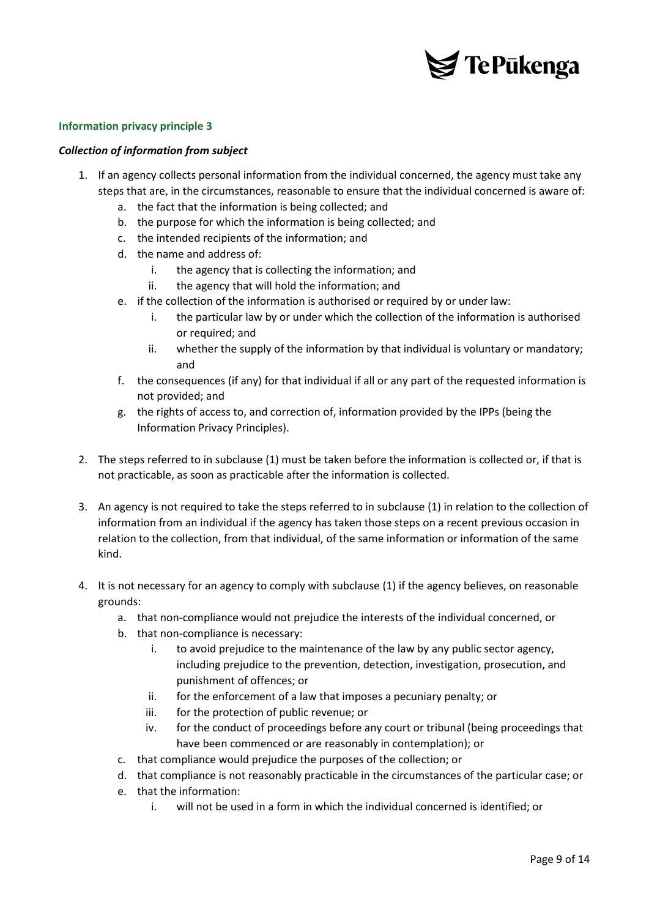#### Information privacy principle 3

***Collection of information from subject***

1. If an agency collects personal information from the individual concerned, the agency must take any steps that are, in the circumstances, reasonable to ensure that the individual concerned is aware of:
    a. the fact that the information is being collected; and
    b. the purpose for which the information is being collected; and
    c. the intended recipients of the information; and
    d. the name and address of:
        i. the agency that is collecting the information; and
        ii. the agency that will hold the information; and
    e. if the collection of the information is authorised or required by or under law:
        i. the particular law by or under which the collection of the information is authorised or required; and
        ii. whether the supply of the information by that individual is voluntary or mandatory; and
    f. the consequences (if any) for that individual if all or any part of the requested information is not provided; and
    g. the rights of access to, and correction of, information provided by the IPPs (being the Information Privacy Principles).

2. The steps referred to in subclause (1) must be taken before the information is collected or, if that is not practicable, as soon as practicable after the information is collected.

3. An agency is not required to take the steps referred to in subclause (1) in relation to the collection of information from an individual if the agency has taken those steps on a recent previous occasion in relation to the collection, from that individual, of the same information or information of the same kind.

4. It is not necessary for an agency to comply with subclause (1) if the agency believes, on reasonable grounds:
    a. that non-compliance would not prejudice the interests of the individual concerned, or
    b. that non-compliance is necessary:
        i. to avoid prejudice to the maintenance of the law by any public sector agency, including prejudice to the prevention, detection, investigation, prosecution, and punishment of offences; or
        ii. for the enforcement of a law that imposes a pecuniary penalty; or
        iii. for the protection of public revenue; or
        iv. for the conduct of proceedings before any court or tribunal (being proceedings that have been commenced or are reasonably in contemplation); or
    c. that compliance would prejudice the purposes of the collection; or
    d. that compliance is not reasonably practicable in the circumstances of the particular case; or
    e. that the information:
        i. will not be used in a form in which the individual concerned is identified; or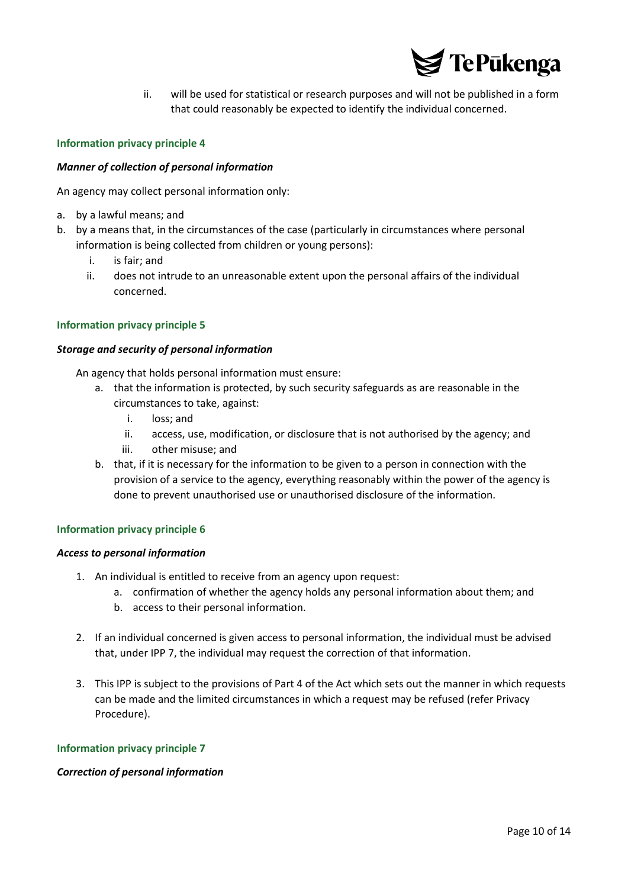ii. will be used for statistical or research purposes and will not be published in a form that could reasonably be expected to identify the individual concerned.

### Information privacy principle 4

***Manner of collection of personal information***

An agency may collect personal information only:

a. by a lawful means; and
b. by a means that, in the circumstances of the case (particularly in circumstances where personal information is being collected from children or young persons):
   i. is fair; and
   ii. does not intrude to an unreasonable extent upon the personal affairs of the individual concerned.

### Information privacy principle 5

***Storage and security of personal information***

An agency that holds personal information must ensure:

a. that the information is protected, by such security safeguards as are reasonable in the circumstances to take, against:
   i. loss; and
   ii. access, use, modification, or disclosure that is not authorised by the agency; and
   iii. other misuse; and
b. that, if it is necessary for the information to be given to a person in connection with the provision of a service to the agency, everything reasonably within the power of the agency is done to prevent unauthorised use or unauthorised disclosure of the information.

### Information privacy principle 6

***Access to personal information***

1. An individual is entitled to receive from an agency upon request:
   a. confirmation of whether the agency holds any personal information about them; and
   b. access to their personal information.
2. If an individual concerned is given access to personal information, the individual must be advised that, under IPP 7, the individual may request the correction of that information.
3. This IPP is subject to the provisions of Part 4 of the Act which sets out the manner in which requests can be made and the limited circumstances in which a request may be refused (refer Privacy Procedure).

### Information privacy principle 7

***Correction of personal information***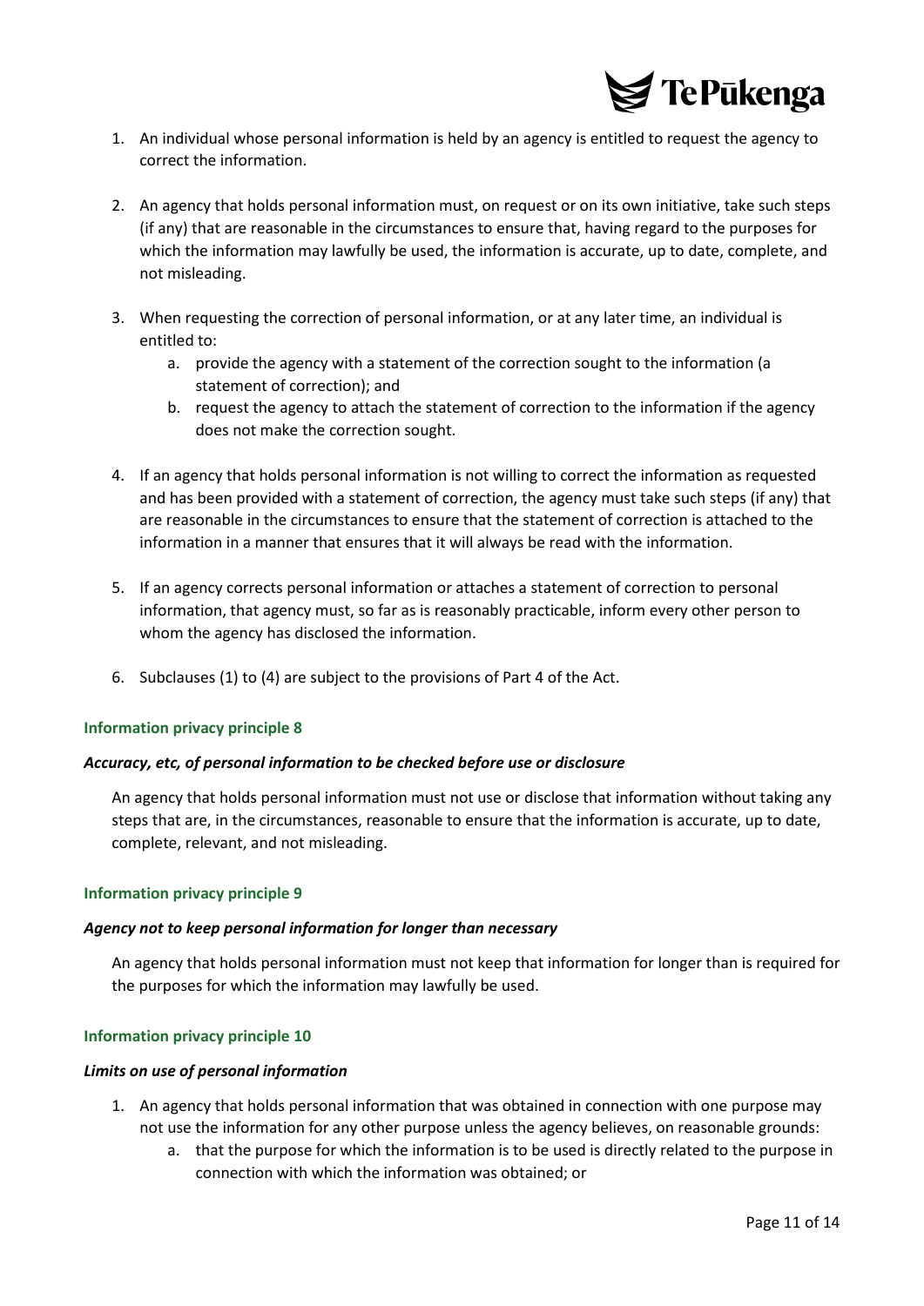1. An individual whose personal information is held by an agency is entitled to request the agency to correct the information.

2. An agency that holds personal information must, on request or on its own initiative, take such steps (if any) that are reasonable in the circumstances to ensure that, having regard to the purposes for which the information may lawfully be used, the information is accurate, up to date, complete, and not misleading.

3. When requesting the correction of personal information, or at any later time, an individual is entitled to:
   a. provide the agency with a statement of the correction sought to the information (a statement of correction); and
   b. request the agency to attach the statement of correction to the information if the agency does not make the correction sought.

4. If an agency that holds personal information is not willing to correct the information as requested and has been provided with a statement of correction, the agency must take such steps (if any) that are reasonable in the circumstances to ensure that the statement of correction is attached to the information in a manner that ensures that it will always be read with the information.

5. If an agency corrects personal information or attaches a statement of correction to personal information, that agency must, so far as is reasonably practicable, inform every other person to whom the agency has disclosed the information.

6. Subclauses (1) to (4) are subject to the provisions of Part 4 of the Act.

#### Information privacy principle 8

***Accuracy, etc, of personal information to be checked before use or disclosure***

An agency that holds personal information must not use or disclose that information without taking any steps that are, in the circumstances, reasonable to ensure that the information is accurate, up to date, complete, relevant, and not misleading.

#### Information privacy principle 9

***Agency not to keep personal information for longer than necessary***

An agency that holds personal information must not keep that information for longer than is required for the purposes for which the information may lawfully be used.

#### Information privacy principle 10

***Limits on use of personal information***

1. An agency that holds personal information that was obtained in connection with one purpose may not use the information for any other purpose unless the agency believes, on reasonable grounds:
   a. that the purpose for which the information is to be used is directly related to the purpose in connection with which the information was obtained; or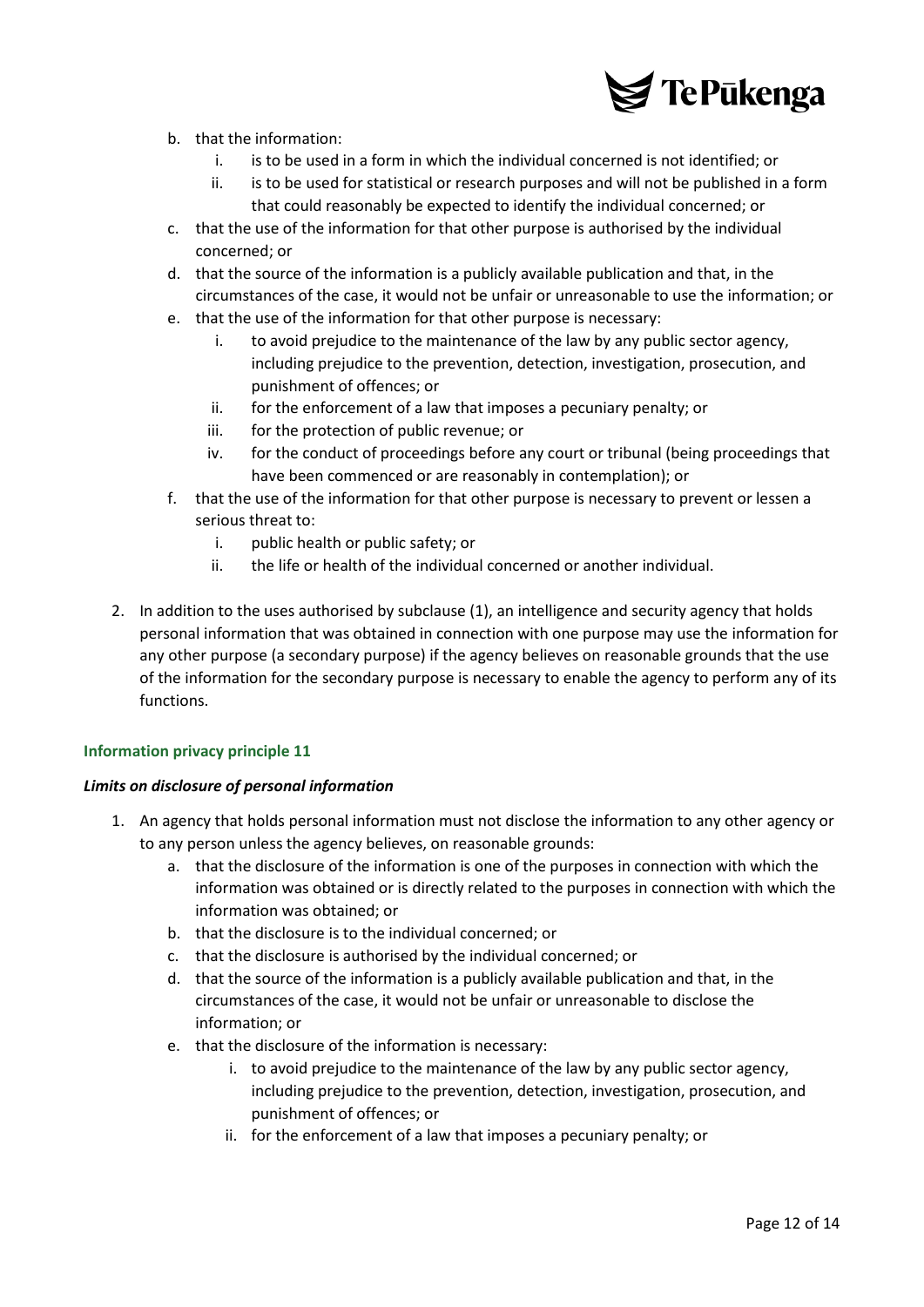b. that the information:
    i. is to be used in a form in which the individual concerned is not identified; or
    ii. is to be used for statistical or research purposes and will not be published in a form that could reasonably be expected to identify the individual concerned; or
c. that the use of the information for that other purpose is authorised by the individual concerned; or
d. that the source of the information is a publicly available publication and that, in the circumstances of the case, it would not be unfair or unreasonable to use the information; or
e. that the use of the information for that other purpose is necessary:
    i. to avoid prejudice to the maintenance of the law by any public sector agency, including prejudice to the prevention, detection, investigation, prosecution, and punishment of offences; or
    ii. for the enforcement of a law that imposes a pecuniary penalty; or
    iii. for the protection of public revenue; or
    iv. for the conduct of proceedings before any court or tribunal (being proceedings that have been commenced or are reasonably in contemplation); or
f. that the use of the information for that other purpose is necessary to prevent or lessen a serious threat to:
    i. public health or public safety; or
    ii. the life or health of the individual concerned or another individual.

2. In addition to the uses authorised by subclause (1), an intelligence and security agency that holds personal information that was obtained in connection with one purpose may use the information for any other purpose (a secondary purpose) if the agency believes on reasonable grounds that the use of the information for the secondary purpose is necessary to enable the agency to perform any of its functions.

### Information privacy principle 11

***Limits on disclosure of personal information***

1. An agency that holds personal information must not disclose the information to any other agency or to any person unless the agency believes, on reasonable grounds:
    a. that the disclosure of the information is one of the purposes in connection with which the information was obtained or is directly related to the purposes in connection with which the information was obtained; or
    b. that the disclosure is to the individual concerned; or
    c. that the disclosure is authorised by the individual concerned; or
    d. that the source of the information is a publicly available publication and that, in the circumstances of the case, it would not be unfair or unreasonable to disclose the information; or
    e. that the disclosure of the information is necessary:
        i. to avoid prejudice to the maintenance of the law by any public sector agency, including prejudice to the prevention, detection, investigation, prosecution, and punishment of offences; or
        ii. for the enforcement of a law that imposes a pecuniary penalty; or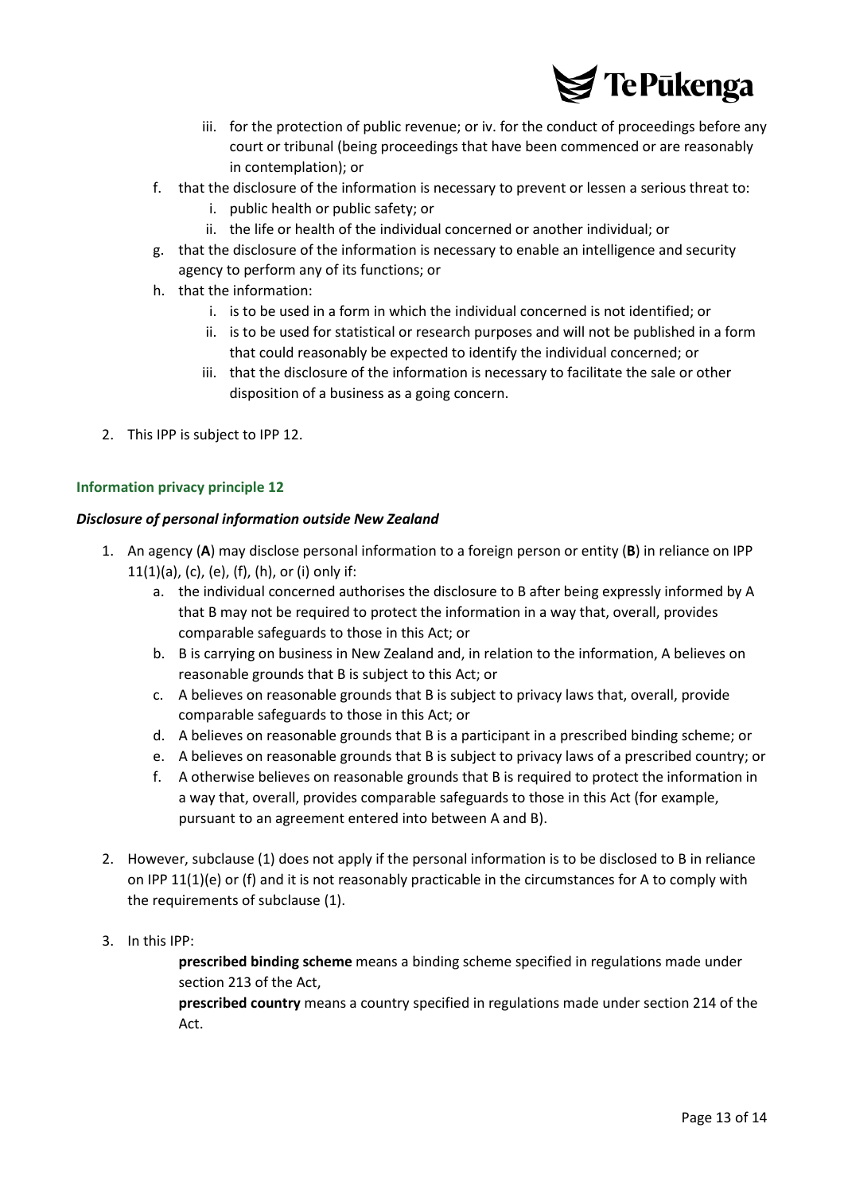iii. for the protection of public revenue; or iv. for the conduct of proceedings before any court or tribunal (being proceedings that have been commenced or are reasonably in contemplation); or

f. that the disclosure of the information is necessary to prevent or lessen a serious threat to:
   i. public health or public safety; or
   ii. the life or health of the individual concerned or another individual; or
g. that the disclosure of the information is necessary to enable an intelligence and security agency to perform any of its functions; or
h. that the information:
   i. is to be used in a form in which the individual concerned is not identified; or
   ii. is to be used for statistical or research purposes and will not be published in a form that could reasonably be expected to identify the individual concerned; or
   iii. that the disclosure of the information is necessary to facilitate the sale or other disposition of a business as a going concern.

2. This IPP is subject to IPP 12.

### Information privacy principle 12

#### *Disclosure of personal information outside New Zealand*

1. An agency (**A**) may disclose personal information to a foreign person or entity (**B**) in reliance on IPP 11(1)(a), (c), (e), (f), (h), or (i) only if:
   a. the individual concerned authorises the disclosure to B after being expressly informed by A that B may not be required to protect the information in a way that, overall, provides comparable safeguards to those in this Act; or
   b. B is carrying on business in New Zealand and, in relation to the information, A believes on reasonable grounds that B is subject to this Act; or
   c. A believes on reasonable grounds that B is subject to privacy laws that, overall, provide comparable safeguards to those in this Act; or
   d. A believes on reasonable grounds that B is a participant in a prescribed binding scheme; or
   e. A believes on reasonable grounds that B is subject to privacy laws of a prescribed country; or
   f. A otherwise believes on reasonable grounds that B is required to protect the information in a way that, overall, provides comparable safeguards to those in this Act (for example, pursuant to an agreement entered into between A and B).

2. However, subclause (1) does not apply if the personal information is to be disclosed to B in reliance on IPP 11(1)(e) or (f) and it is not reasonably practicable in the circumstances for A to comply with the requirements of subclause (1).

3. In this IPP:

   **prescribed binding scheme** means a binding scheme specified in regulations made under section 213 of the Act,

   **prescribed country** means a country specified in regulations made under section 214 of the Act.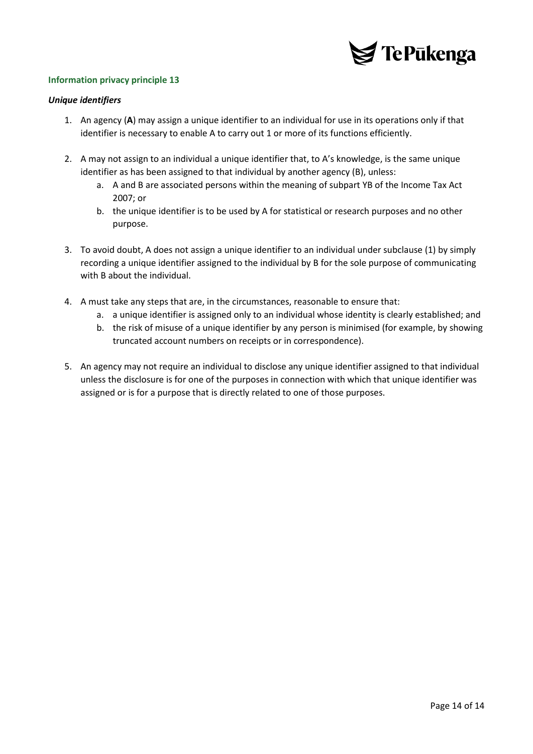### Information privacy principle 13

#### *Unique identifiers*

1. An agency (**A**) may assign a unique identifier to an individual for use in its operations only if that identifier is necessary to enable A to carry out 1 or more of its functions efficiently.

2. A may not assign to an individual a unique identifier that, to A's knowledge, is the same unique identifier as has been assigned to that individual by another agency (B), unless:
   a. A and B are associated persons within the meaning of subpart YB of the Income Tax Act 2007; or
   b. the unique identifier is to be used by A for statistical or research purposes and no other purpose.

3. To avoid doubt, A does not assign a unique identifier to an individual under subclause (1) by simply recording a unique identifier assigned to the individual by B for the sole purpose of communicating with B about the individual.

4. A must take any steps that are, in the circumstances, reasonable to ensure that:
   a. a unique identifier is assigned only to an individual whose identity is clearly established; and
   b. the risk of misuse of a unique identifier by any person is minimised (for example, by showing truncated account numbers on receipts or in correspondence).

5. An agency may not require an individual to disclose any unique identifier assigned to that individual unless the disclosure is for one of the purposes in connection with which that unique identifier was assigned or is for a purpose that is directly related to one of those purposes.